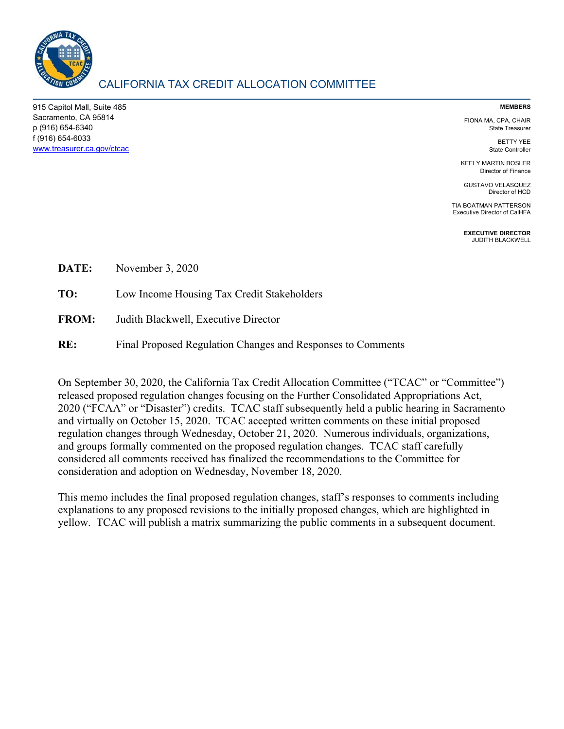# CALIFORNIA TAX CREDIT ALLOCATION COMMITTEE

915 Capitol Mall, Suite 485
Sacramento, CA 95814
p (916) 654-6340
f (916) 654-6033
www.treasurer.ca.gov/ctcac

**MEMBERS**

FIONA MA, CPA, CHAIR
State Treasurer

BETTY YEE
State Controller

KEELY MARTIN BOSLER
Director of Finance

GUSTAVO VELASQUEZ
Director of HCD

TIA BOATMAN PATTERSON
Executive Director of CalHFA

**EXECUTIVE DIRECTOR**
JUDITH BLACKWELL

**DATE:** November 3, 2020

**TO:** Low Income Housing Tax Credit Stakeholders

**FROM:** Judith Blackwell, Executive Director

**RE:** Final Proposed Regulation Changes and Responses to Comments

On September 30, 2020, the California Tax Credit Allocation Committee ("TCAC" or "Committee") released proposed regulation changes focusing on the Further Consolidated Appropriations Act, 2020 ("FCAA" or "Disaster") credits. TCAC staff subsequently held a public hearing in Sacramento and virtually on October 15, 2020. TCAC accepted written comments on these initial proposed regulation changes through Wednesday, October 21, 2020. Numerous individuals, organizations, and groups formally commented on the proposed regulation changes. TCAC staff carefully considered all comments received has finalized the recommendations to the Committee for consideration and adoption on Wednesday, November 18, 2020.

This memo includes the final proposed regulation changes, staff's responses to comments including explanations to any proposed revisions to the initially proposed changes, which are highlighted in yellow. TCAC will publish a matrix summarizing the public comments in a subsequent document.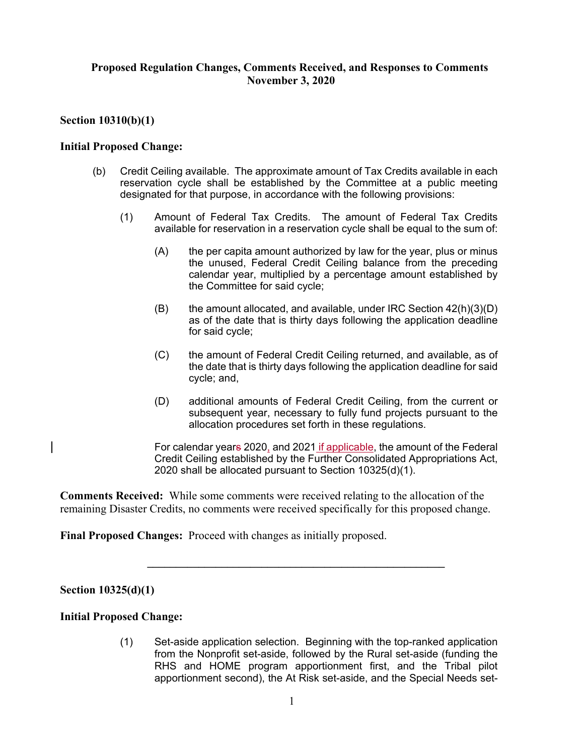**Proposed Regulation Changes, Comments Received, and Responses to Comments**
**November 3, 2020**

**Section 10310(b)(1)**

**Initial Proposed Change:**

(b) Credit Ceiling available. The approximate amount of Tax Credits available in each reservation cycle shall be established by the Committee at a public meeting designated for that purpose, in accordance with the following provisions:

(1) Amount of Federal Tax Credits. The amount of Federal Tax Credits available for reservation in a reservation cycle shall be equal to the sum of:

(A) the per capita amount authorized by law for the year, plus or minus the unused, Federal Credit Ceiling balance from the preceding calendar year, multiplied by a percentage amount established by the Committee for said cycle;

(B) the amount allocated, and available, under IRC Section 42(h)(3)(D) as of the date that is thirty days following the application deadline for said cycle;

(C) the amount of Federal Credit Ceiling returned, and available, as of the date that is thirty days following the application deadline for said cycle; and,

(D) additional amounts of Federal Credit Ceiling, from the current or subsequent year, necessary to fully fund projects pursuant to the allocation procedures set forth in these regulations.

For calendar year~~s~~ 2020, and 2021 if applicable, the amount of the Federal Credit Ceiling established by the Further Consolidated Appropriations Act, 2020 shall be allocated pursuant to Section 10325(d)(1).

**Comments Received:** While some comments were received relating to the allocation of the remaining Disaster Credits, no comments were received specifically for this proposed change.

**Final Proposed Changes:** Proceed with changes as initially proposed.

---

**Section 10325(d)(1)**

**Initial Proposed Change:**

(1) Set-aside application selection. Beginning with the top-ranked application from the Nonprofit set-aside, followed by the Rural set-aside (funding the RHS and HOME program apportionment first, and the Tribal pilot apportionment second), the At Risk set-aside, and the Special Needs set-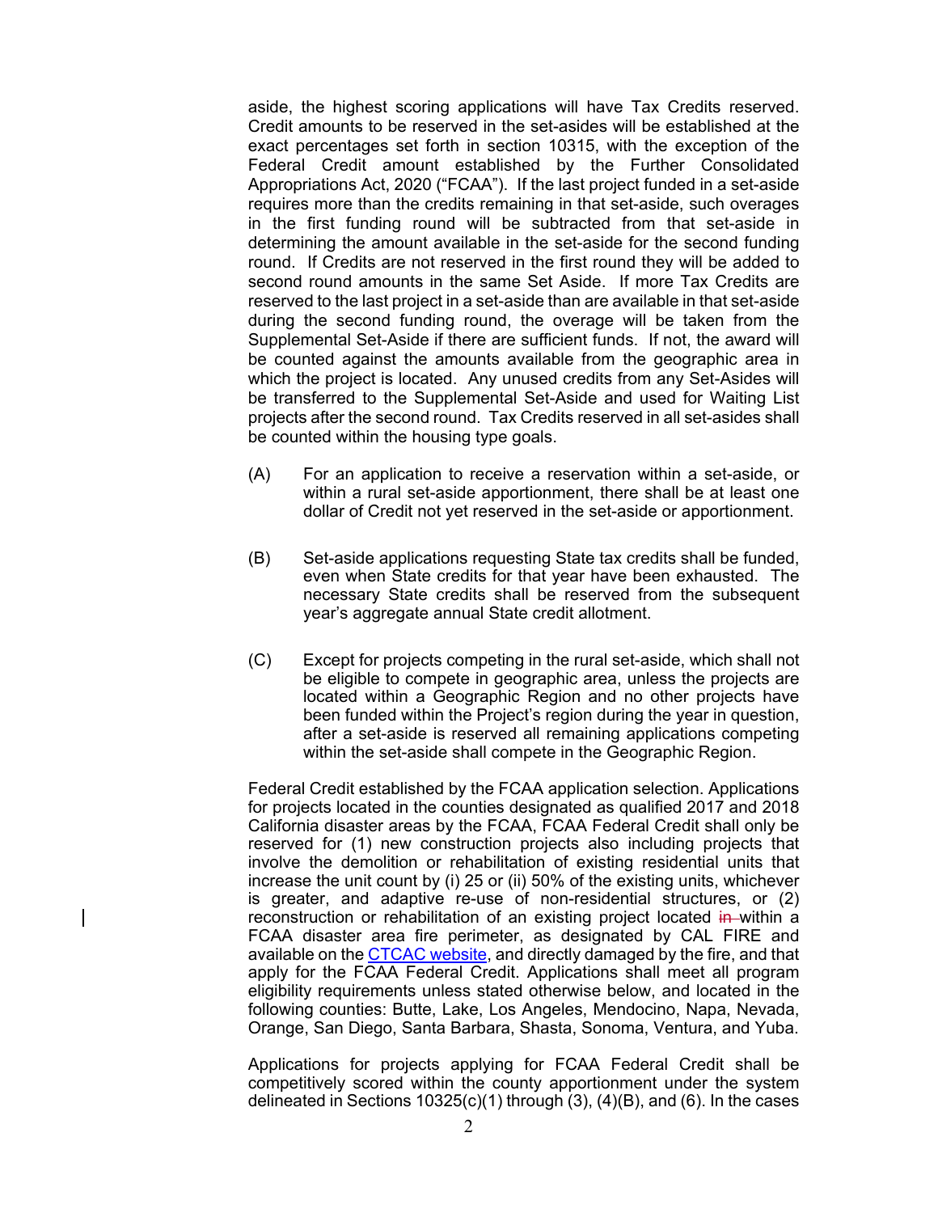aside, the highest scoring applications will have Tax Credits reserved. Credit amounts to be reserved in the set-asides will be established at the exact percentages set forth in section 10315, with the exception of the Federal Credit amount established by the Further Consolidated Appropriations Act, 2020 ("FCAA"). If the last project funded in a set-aside requires more than the credits remaining in that set-aside, such overages in the first funding round will be subtracted from that set-aside in determining the amount available in the set-aside for the second funding round. If Credits are not reserved in the first round they will be added to second round amounts in the same Set Aside. If more Tax Credits are reserved to the last project in a set-aside than are available in that set-aside during the second funding round, the overage will be taken from the Supplemental Set-Aside if there are sufficient funds. If not, the award will be counted against the amounts available from the geographic area in which the project is located. Any unused credits from any Set-Asides will be transferred to the Supplemental Set-Aside and used for Waiting List projects after the second round. Tax Credits reserved in all set-asides shall be counted within the housing type goals.

(A) For an application to receive a reservation within a set-aside, or within a rural set-aside apportionment, there shall be at least one dollar of Credit not yet reserved in the set-aside or apportionment.

(B) Set-aside applications requesting State tax credits shall be funded, even when State credits for that year have been exhausted. The necessary State credits shall be reserved from the subsequent year's aggregate annual State credit allotment.

(C) Except for projects competing in the rural set-aside, which shall not be eligible to compete in geographic area, unless the projects are located within a Geographic Region and no other projects have been funded within the Project's region during the year in question, after a set-aside is reserved all remaining applications competing within the set-aside shall compete in the Geographic Region.

Federal Credit established by the FCAA application selection. Applications for projects located in the counties designated as qualified 2017 and 2018 California disaster areas by the FCAA, FCAA Federal Credit shall only be reserved for (1) new construction projects also including projects that involve the demolition or rehabilitation of existing residential units that increase the unit count by (i) 25 or (ii) 50% of the existing units, whichever is greater, and adaptive re-use of non-residential structures, or (2) reconstruction or rehabilitation of an existing project located ~~in~~ within a FCAA disaster area fire perimeter, as designated by CAL FIRE and available on the CTCAC website, and directly damaged by the fire, and that apply for the FCAA Federal Credit. Applications shall meet all program eligibility requirements unless stated otherwise below, and located in the following counties: Butte, Lake, Los Angeles, Mendocino, Napa, Nevada, Orange, San Diego, Santa Barbara, Shasta, Sonoma, Ventura, and Yuba.

Applications for projects applying for FCAA Federal Credit shall be competitively scored within the county apportionment under the system delineated in Sections 10325(c)(1) through (3), (4)(B), and (6). In the cases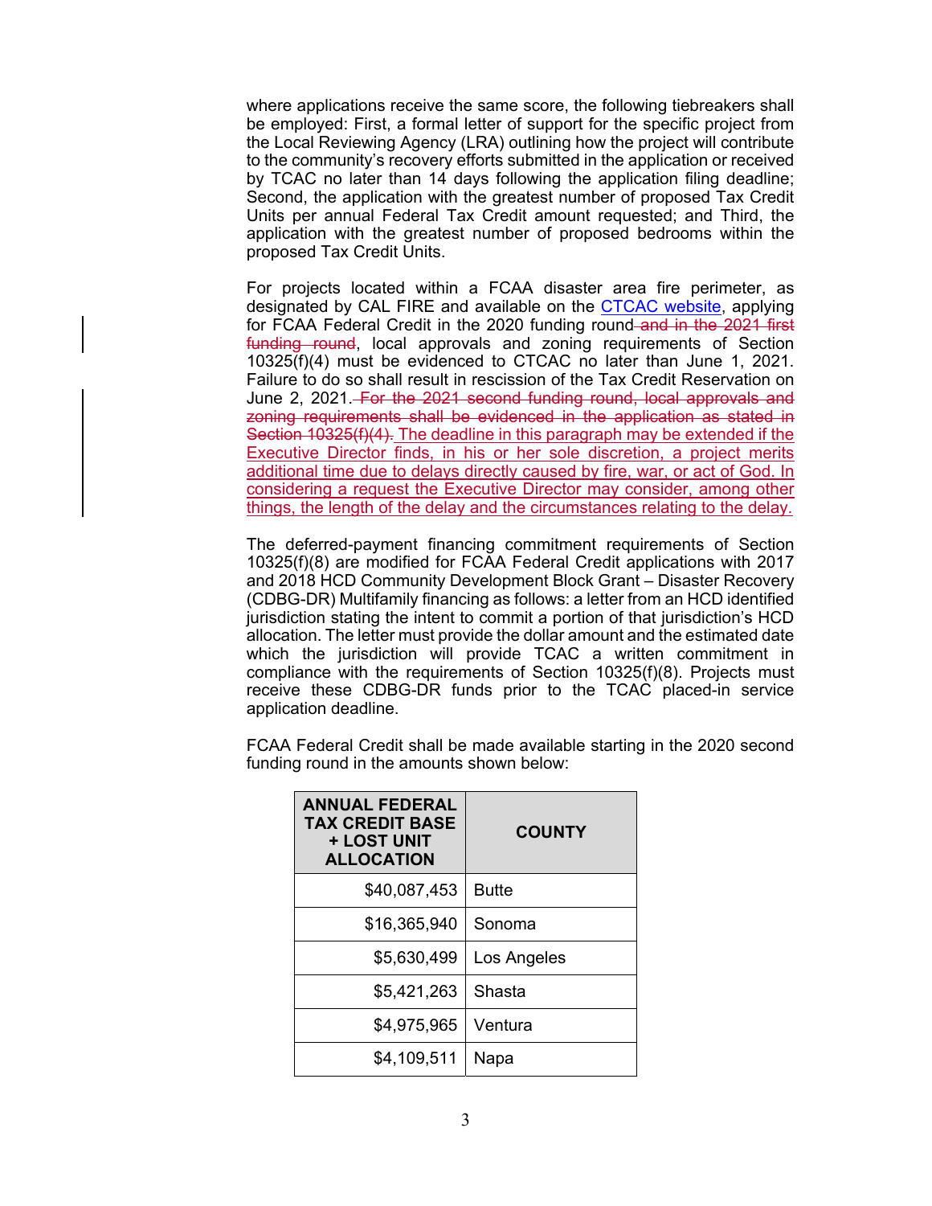where applications receive the same score, the following tiebreakers shall be employed: First, a formal letter of support for the specific project from the Local Reviewing Agency (LRA) outlining how the project will contribute to the community's recovery efforts submitted in the application or received by TCAC no later than 14 days following the application filing deadline; Second, the application with the greatest number of proposed Tax Credit Units per annual Federal Tax Credit amount requested; and Third, the application with the greatest number of proposed bedrooms within the proposed Tax Credit Units.

For projects located within a FCAA disaster area fire perimeter, as designated by CAL FIRE and available on the CTCAC website, applying for FCAA Federal Credit in the 2020 funding round~~ and in the 2021 first funding round~~, local approvals and zoning requirements of Section 10325(f)(4) must be evidenced to CTCAC no later than June 1, 2021. Failure to do so shall result in rescission of the Tax Credit Reservation on June 2, 2021.~~ For the 2021 second funding round, local approvals and zoning requirements shall be evidenced in the application as stated in Section 10325(f)(4).~~ The deadline in this paragraph may be extended if the Executive Director finds, in his or her sole discretion, a project merits additional time due to delays directly caused by fire, war, or act of God. In considering a request the Executive Director may consider, among other things, the length of the delay and the circumstances relating to the delay.

The deferred-payment financing commitment requirements of Section 10325(f)(8) are modified for FCAA Federal Credit applications with 2017 and 2018 HCD Community Development Block Grant – Disaster Recovery (CDBG-DR) Multifamily financing as follows: a letter from an HCD identified jurisdiction stating the intent to commit a portion of that jurisdiction's HCD allocation. The letter must provide the dollar amount and the estimated date which the jurisdiction will provide TCAC a written commitment in compliance with the requirements of Section 10325(f)(8). Projects must receive these CDBG-DR funds prior to the TCAC placed-in service application deadline.

FCAA Federal Credit shall be made available starting in the 2020 second funding round in the amounts shown below:

| ANNUAL FEDERAL TAX CREDIT BASE + LOST UNIT ALLOCATION | COUNTY |
|---|---|
| $40,087,453 | Butte |
| $16,365,940 | Sonoma |
| $5,630,499 | Los Angeles |
| $5,421,263 | Shasta |
| $4,975,965 | Ventura |
| $4,109,511 | Napa |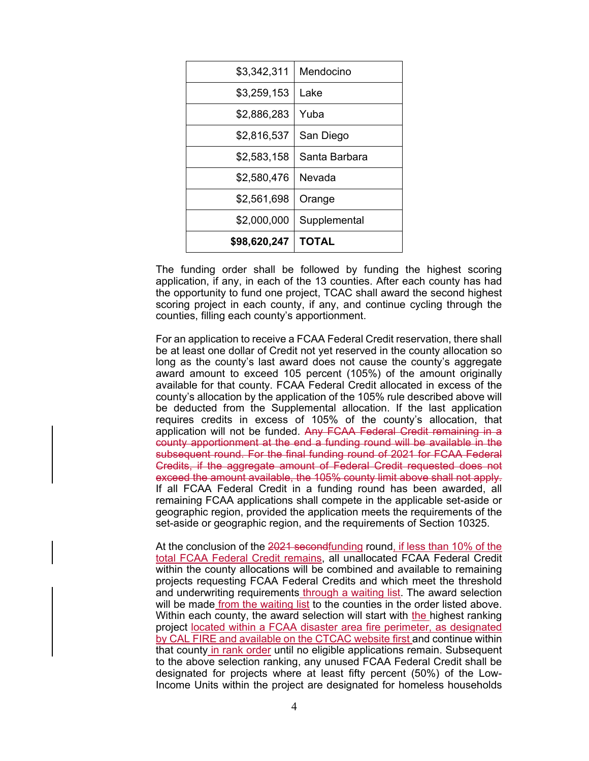| $3,342,311 | Mendocino |
|---:|---|
| $3,259,153 | Lake |
| $2,886,283 | Yuba |
| $2,816,537 | San Diego |
| $2,583,158 | Santa Barbara |
| $2,580,476 | Nevada |
| $2,561,698 | Orange |
| $2,000,000 | Supplemental |
| **$98,620,247** | **TOTAL** |

The funding order shall be followed by funding the highest scoring application, if any, in each of the 13 counties. After each county has had the opportunity to fund one project, TCAC shall award the second highest scoring project in each county, if any, and continue cycling through the counties, filling each county's apportionment.

For an application to receive a FCAA Federal Credit reservation, there shall be at least one dollar of Credit not yet reserved in the county allocation so long as the county's last award does not cause the county's aggregate award amount to exceed 105 percent (105%) of the amount originally available for that county. FCAA Federal Credit allocated in excess of the county's allocation by the application of the 105% rule described above will be deducted from the Supplemental allocation. If the last application requires credits in excess of 105% of the county's allocation, that application will not be funded. ~~Any FCAA Federal Credit remaining in a county apportionment at the end a funding round will be available in the subsequent round. For the final funding round of 2021 for FCAA Federal Credits, if the aggregate amount of Federal Credit requested does not exceed the amount available, the 105% county limit above shall not apply.~~ If all FCAA Federal Credit in a funding round has been awarded, all remaining FCAA applications shall compete in the applicable set-aside or geographic region, provided the application meets the requirements of the set-aside or geographic region, and the requirements of Section 10325.

At the conclusion of the ~~2021 second~~funding round, if less than 10% of the total FCAA Federal Credit remains, all unallocated FCAA Federal Credit within the county allocations will be combined and available to remaining projects requesting FCAA Federal Credits and which meet the threshold and underwriting requirements through a waiting list. The award selection will be made from the waiting list to the counties in the order listed above. Within each county, the award selection will start with the highest ranking project located within a FCAA disaster area fire perimeter, as designated by CAL FIRE and available on the CTCAC website first and continue within that county in rank order until no eligible applications remain. Subsequent to the above selection ranking, any unused FCAA Federal Credit shall be designated for projects where at least fifty percent (50%) of the Low-Income Units within the project are designated for homeless households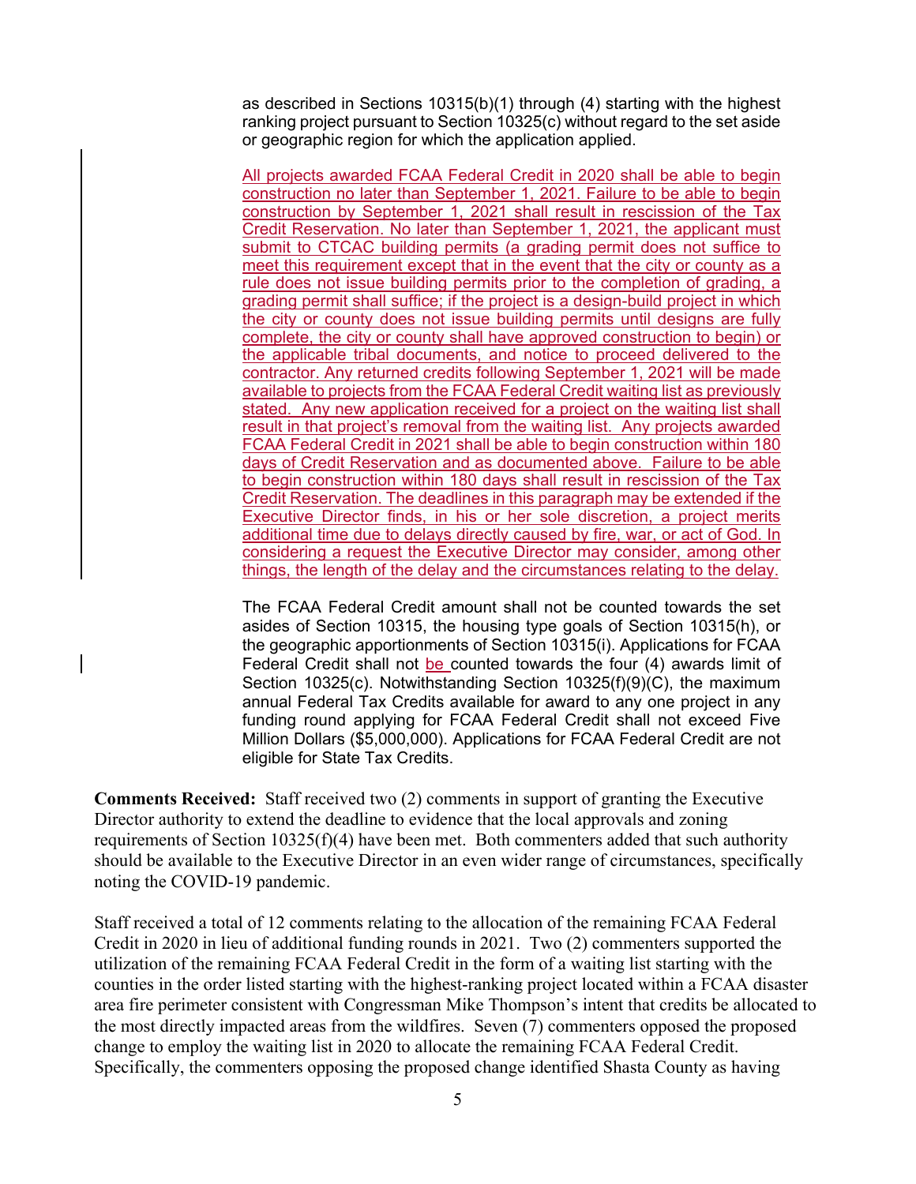as described in Sections 10315(b)(1) through (4) starting with the highest ranking project pursuant to Section 10325(c) without regard to the set aside or geographic region for which the application applied.

<u>All projects awarded FCAA Federal Credit in 2020 shall be able to begin construction no later than September 1, 2021. Failure to be able to begin construction by September 1, 2021 shall result in rescission of the Tax Credit Reservation. No later than September 1, 2021, the applicant must submit to CTCAC building permits (a grading permit does not suffice to meet this requirement except that in the event that the city or county as a rule does not issue building permits prior to the completion of grading, a grading permit shall suffice; if the project is a design-build project in which the city or county does not issue building permits until designs are fully complete, the city or county shall have approved construction to begin) or the applicable tribal documents, and notice to proceed delivered to the contractor. Any returned credits following September 1, 2021 will be made available to projects from the FCAA Federal Credit waiting list as previously stated. Any new application received for a project on the waiting list shall result in that project's removal from the waiting list. Any projects awarded FCAA Federal Credit in 2021 shall be able to begin construction within 180 days of Credit Reservation and as documented above. Failure to be able to begin construction within 180 days shall result in rescission of the Tax Credit Reservation. The deadlines in this paragraph may be extended if the Executive Director finds, in his or her sole discretion, a project merits additional time due to delays directly caused by fire, war, or act of God. In considering a request the Executive Director may consider, among other things, the length of the delay and the circumstances relating to the delay.</u>

The FCAA Federal Credit amount shall not be counted towards the set asides of Section 10315, the housing type goals of Section 10315(h), or the geographic apportionments of Section 10315(i). Applications for FCAA Federal Credit shall not <u>be</u> counted towards the four (4) awards limit of Section 10325(c). Notwithstanding Section 10325(f)(9)(C), the maximum annual Federal Tax Credits available for award to any one project in any funding round applying for FCAA Federal Credit shall not exceed Five Million Dollars ($5,000,000). Applications for FCAA Federal Credit are not eligible for State Tax Credits.

**Comments Received:** Staff received two (2) comments in support of granting the Executive Director authority to extend the deadline to evidence that the local approvals and zoning requirements of Section 10325(f)(4) have been met. Both commenters added that such authority should be available to the Executive Director in an even wider range of circumstances, specifically noting the COVID-19 pandemic.

Staff received a total of 12 comments relating to the allocation of the remaining FCAA Federal Credit in 2020 in lieu of additional funding rounds in 2021. Two (2) commenters supported the utilization of the remaining FCAA Federal Credit in the form of a waiting list starting with the counties in the order listed starting with the highest-ranking project located within a FCAA disaster area fire perimeter consistent with Congressman Mike Thompson's intent that credits be allocated to the most directly impacted areas from the wildfires. Seven (7) commenters opposed the proposed change to employ the waiting list in 2020 to allocate the remaining FCAA Federal Credit. Specifically, the commenters opposing the proposed change identified Shasta County as having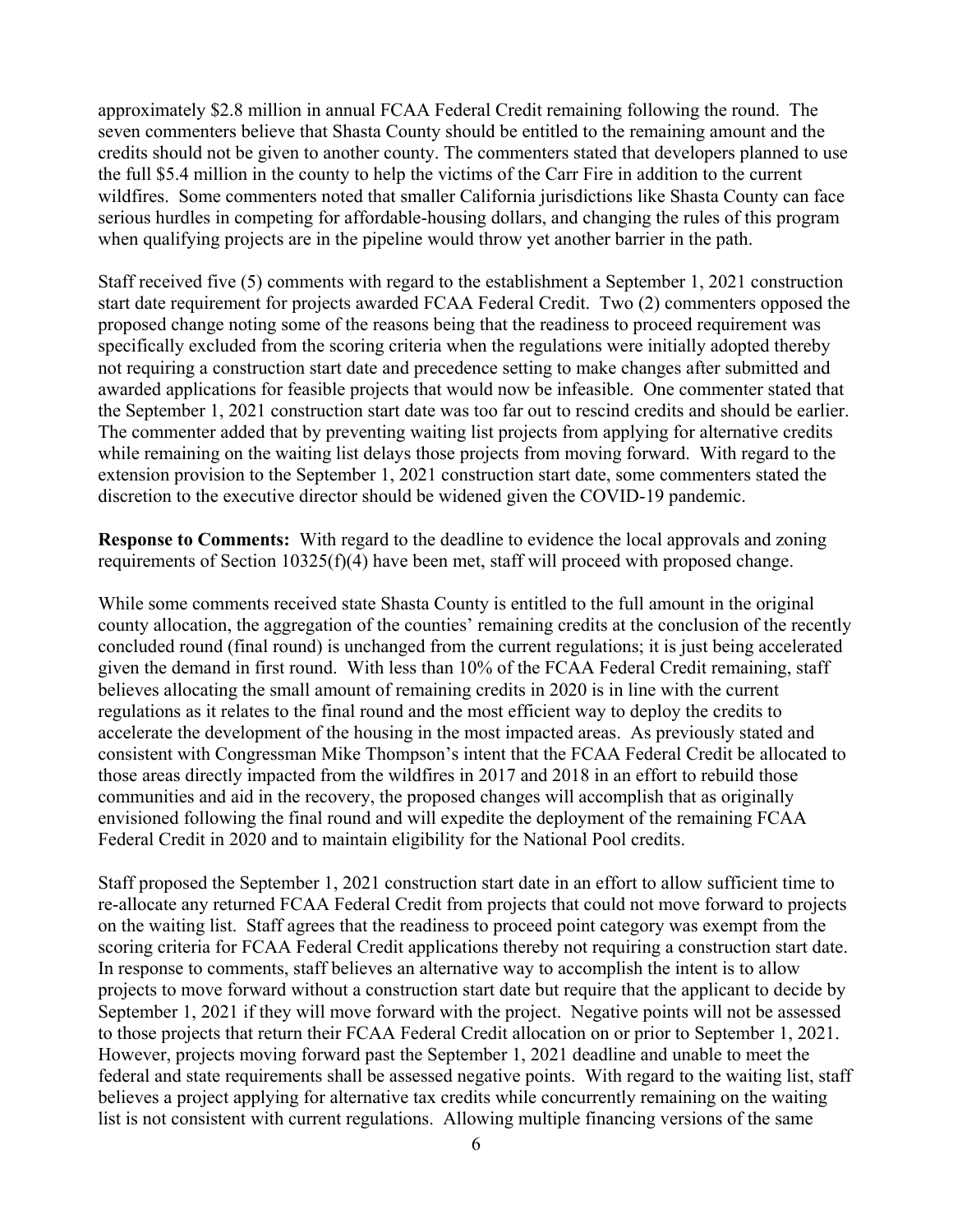approximately $2.8 million in annual FCAA Federal Credit remaining following the round. The seven commenters believe that Shasta County should be entitled to the remaining amount and the credits should not be given to another county. The commenters stated that developers planned to use the full $5.4 million in the county to help the victims of the Carr Fire in addition to the current wildfires. Some commenters noted that smaller California jurisdictions like Shasta County can face serious hurdles in competing for affordable-housing dollars, and changing the rules of this program when qualifying projects are in the pipeline would throw yet another barrier in the path.

Staff received five (5) comments with regard to the establishment a September 1, 2021 construction start date requirement for projects awarded FCAA Federal Credit. Two (2) commenters opposed the proposed change noting some of the reasons being that the readiness to proceed requirement was specifically excluded from the scoring criteria when the regulations were initially adopted thereby not requiring a construction start date and precedence setting to make changes after submitted and awarded applications for feasible projects that would now be infeasible. One commenter stated that the September 1, 2021 construction start date was too far out to rescind credits and should be earlier. The commenter added that by preventing waiting list projects from applying for alternative credits while remaining on the waiting list delays those projects from moving forward. With regard to the extension provision to the September 1, 2021 construction start date, some commenters stated the discretion to the executive director should be widened given the COVID-19 pandemic.

**Response to Comments:** With regard to the deadline to evidence the local approvals and zoning requirements of Section 10325(f)(4) have been met, staff will proceed with proposed change.

While some comments received state Shasta County is entitled to the full amount in the original county allocation, the aggregation of the counties' remaining credits at the conclusion of the recently concluded round (final round) is unchanged from the current regulations; it is just being accelerated given the demand in first round. With less than 10% of the FCAA Federal Credit remaining, staff believes allocating the small amount of remaining credits in 2020 is in line with the current regulations as it relates to the final round and the most efficient way to deploy the credits to accelerate the development of the housing in the most impacted areas. As previously stated and consistent with Congressman Mike Thompson's intent that the FCAA Federal Credit be allocated to those areas directly impacted from the wildfires in 2017 and 2018 in an effort to rebuild those communities and aid in the recovery, the proposed changes will accomplish that as originally envisioned following the final round and will expedite the deployment of the remaining FCAA Federal Credit in 2020 and to maintain eligibility for the National Pool credits.

Staff proposed the September 1, 2021 construction start date in an effort to allow sufficient time to re-allocate any returned FCAA Federal Credit from projects that could not move forward to projects on the waiting list. Staff agrees that the readiness to proceed point category was exempt from the scoring criteria for FCAA Federal Credit applications thereby not requiring a construction start date. In response to comments, staff believes an alternative way to accomplish the intent is to allow projects to move forward without a construction start date but require that the applicant to decide by September 1, 2021 if they will move forward with the project. Negative points will not be assessed to those projects that return their FCAA Federal Credit allocation on or prior to September 1, 2021. However, projects moving forward past the September 1, 2021 deadline and unable to meet the federal and state requirements shall be assessed negative points. With regard to the waiting list, staff believes a project applying for alternative tax credits while concurrently remaining on the waiting list is not consistent with current regulations. Allowing multiple financing versions of the same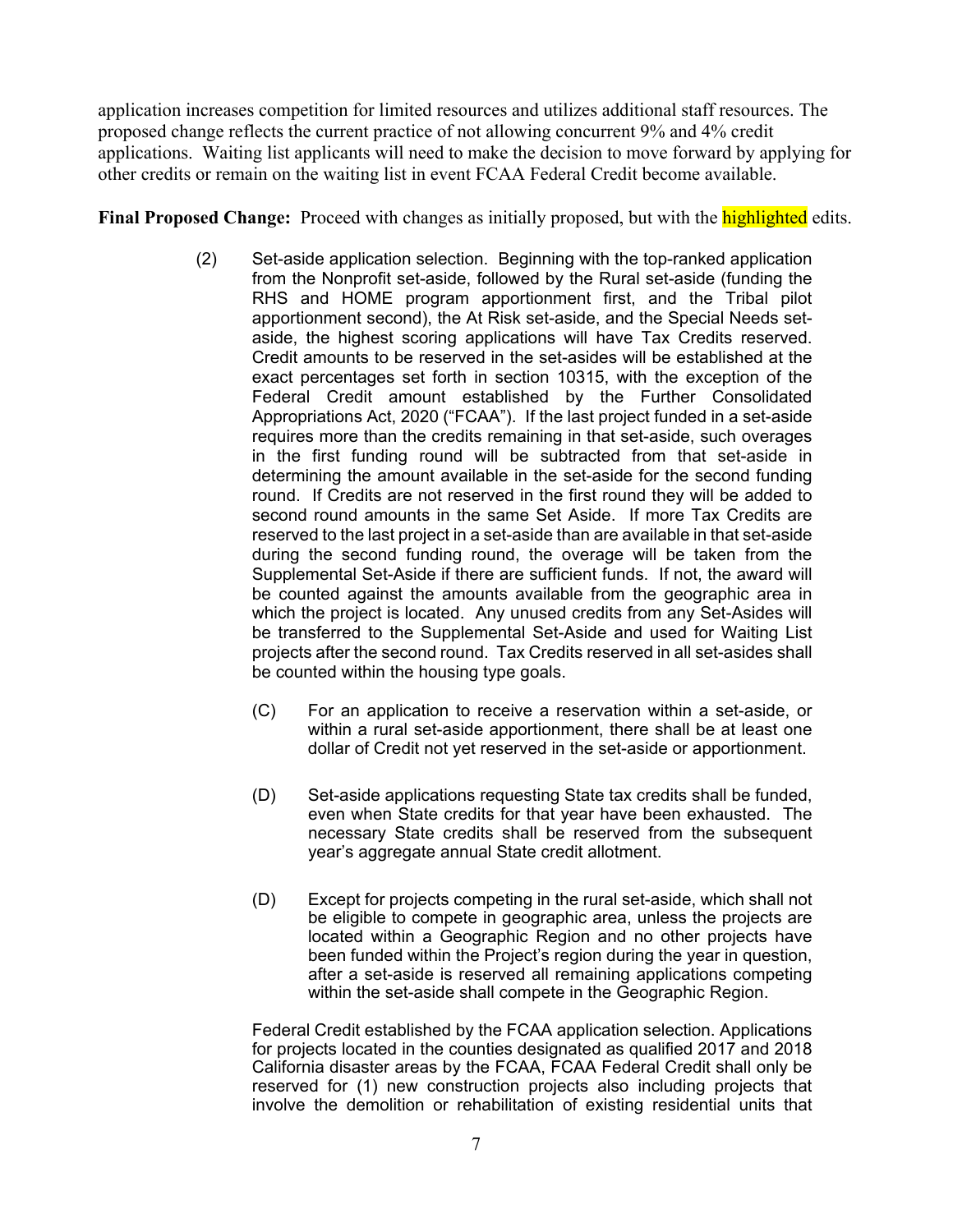application increases competition for limited resources and utilizes additional staff resources. The proposed change reflects the current practice of not allowing concurrent 9% and 4% credit applications. Waiting list applicants will need to make the decision to move forward by applying for other credits or remain on the waiting list in event FCAA Federal Credit become available.

**Final Proposed Change:** Proceed with changes as initially proposed, but with the highlighted edits.

(2) Set-aside application selection. Beginning with the top-ranked application from the Nonprofit set-aside, followed by the Rural set-aside (funding the RHS and HOME program apportionment first, and the Tribal pilot apportionment second), the At Risk set-aside, and the Special Needs set-aside, the highest scoring applications will have Tax Credits reserved. Credit amounts to be reserved in the set-asides will be established at the exact percentages set forth in section 10315, with the exception of the Federal Credit amount established by the Further Consolidated Appropriations Act, 2020 ("FCAA"). If the last project funded in a set-aside requires more than the credits remaining in that set-aside, such overages in the first funding round will be subtracted from that set-aside in determining the amount available in the set-aside for the second funding round. If Credits are not reserved in the first round they will be added to second round amounts in the same Set Aside. If more Tax Credits are reserved to the last project in a set-aside than are available in that set-aside during the second funding round, the overage will be taken from the Supplemental Set-Aside if there are sufficient funds. If not, the award will be counted against the amounts available from the geographic area in which the project is located. Any unused credits from any Set-Asides will be transferred to the Supplemental Set-Aside and used for Waiting List projects after the second round. Tax Credits reserved in all set-asides shall be counted within the housing type goals.

(C) For an application to receive a reservation within a set-aside, or within a rural set-aside apportionment, there shall be at least one dollar of Credit not yet reserved in the set-aside or apportionment.

(D) Set-aside applications requesting State tax credits shall be funded, even when State credits for that year have been exhausted. The necessary State credits shall be reserved from the subsequent year's aggregate annual State credit allotment.

(D) Except for projects competing in the rural set-aside, which shall not be eligible to compete in geographic area, unless the projects are located within a Geographic Region and no other projects have been funded within the Project's region during the year in question, after a set-aside is reserved all remaining applications competing within the set-aside shall compete in the Geographic Region.

Federal Credit established by the FCAA application selection. Applications for projects located in the counties designated as qualified 2017 and 2018 California disaster areas by the FCAA, FCAA Federal Credit shall only be reserved for (1) new construction projects also including projects that involve the demolition or rehabilitation of existing residential units that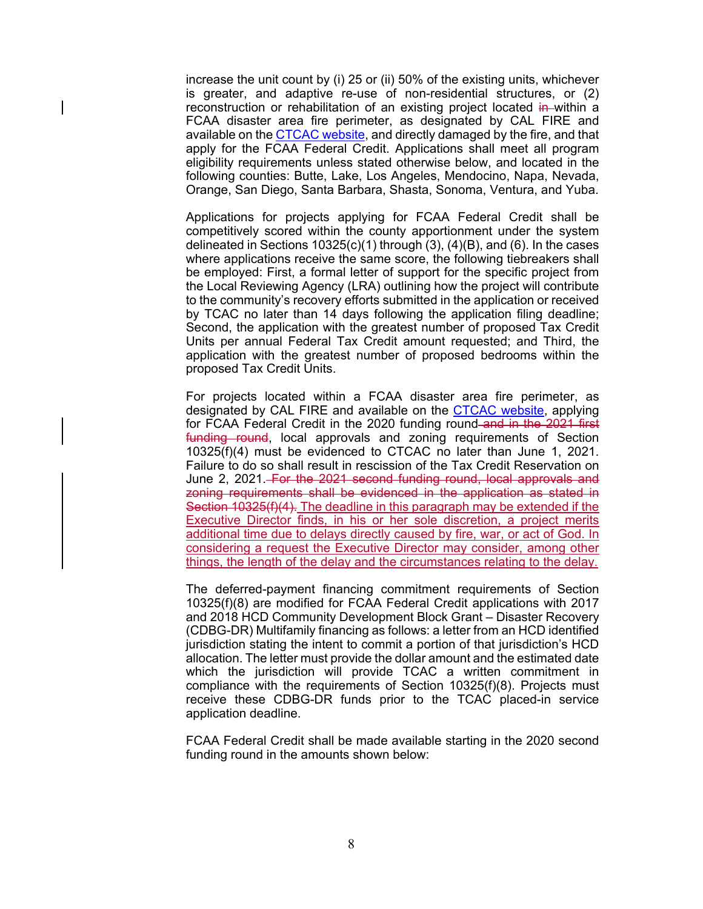increase the unit count by (i) 25 or (ii) 50% of the existing units, whichever is greater, and adaptive re-use of non-residential structures, or (2) reconstruction or rehabilitation of an existing project located ~~in~~ within a FCAA disaster area fire perimeter, as designated by CAL FIRE and available on the CTCAC website, and directly damaged by the fire, and that apply for the FCAA Federal Credit. Applications shall meet all program eligibility requirements unless stated otherwise below, and located in the following counties: Butte, Lake, Los Angeles, Mendocino, Napa, Nevada, Orange, San Diego, Santa Barbara, Shasta, Sonoma, Ventura, and Yuba.

Applications for projects applying for FCAA Federal Credit shall be competitively scored within the county apportionment under the system delineated in Sections 10325(c)(1) through (3), (4)(B), and (6). In the cases where applications receive the same score, the following tiebreakers shall be employed: First, a formal letter of support for the specific project from the Local Reviewing Agency (LRA) outlining how the project will contribute to the community's recovery efforts submitted in the application or received by TCAC no later than 14 days following the application filing deadline; Second, the application with the greatest number of proposed Tax Credit Units per annual Federal Tax Credit amount requested; and Third, the application with the greatest number of proposed bedrooms within the proposed Tax Credit Units.

For projects located within a FCAA disaster area fire perimeter, as designated by CAL FIRE and available on the CTCAC website, applying for FCAA Federal Credit in the 2020 funding round ~~and in the 2021 first funding round~~, local approvals and zoning requirements of Section 10325(f)(4) must be evidenced to CTCAC no later than June 1, 2021. Failure to do so shall result in rescission of the Tax Credit Reservation on June 2, 2021. ~~For the 2021 second funding round, local approvals and zoning requirements shall be evidenced in the application as stated in Section 10325(f)(4).~~ <u>The deadline in this paragraph may be extended if the Executive Director finds, in his or her sole discretion, a project merits additional time due to delays directly caused by fire, war, or act of God. In considering a request the Executive Director may consider, among other things, the length of the delay and the circumstances relating to the delay.</u>

The deferred-payment financing commitment requirements of Section 10325(f)(8) are modified for FCAA Federal Credit applications with 2017 and 2018 HCD Community Development Block Grant – Disaster Recovery (CDBG-DR) Multifamily financing as follows: a letter from an HCD identified jurisdiction stating the intent to commit a portion of that jurisdiction's HCD allocation. The letter must provide the dollar amount and the estimated date which the jurisdiction will provide TCAC a written commitment in compliance with the requirements of Section 10325(f)(8). Projects must receive these CDBG-DR funds prior to the TCAC placed-in service application deadline.

FCAA Federal Credit shall be made available starting in the 2020 second funding round in the amounts shown below: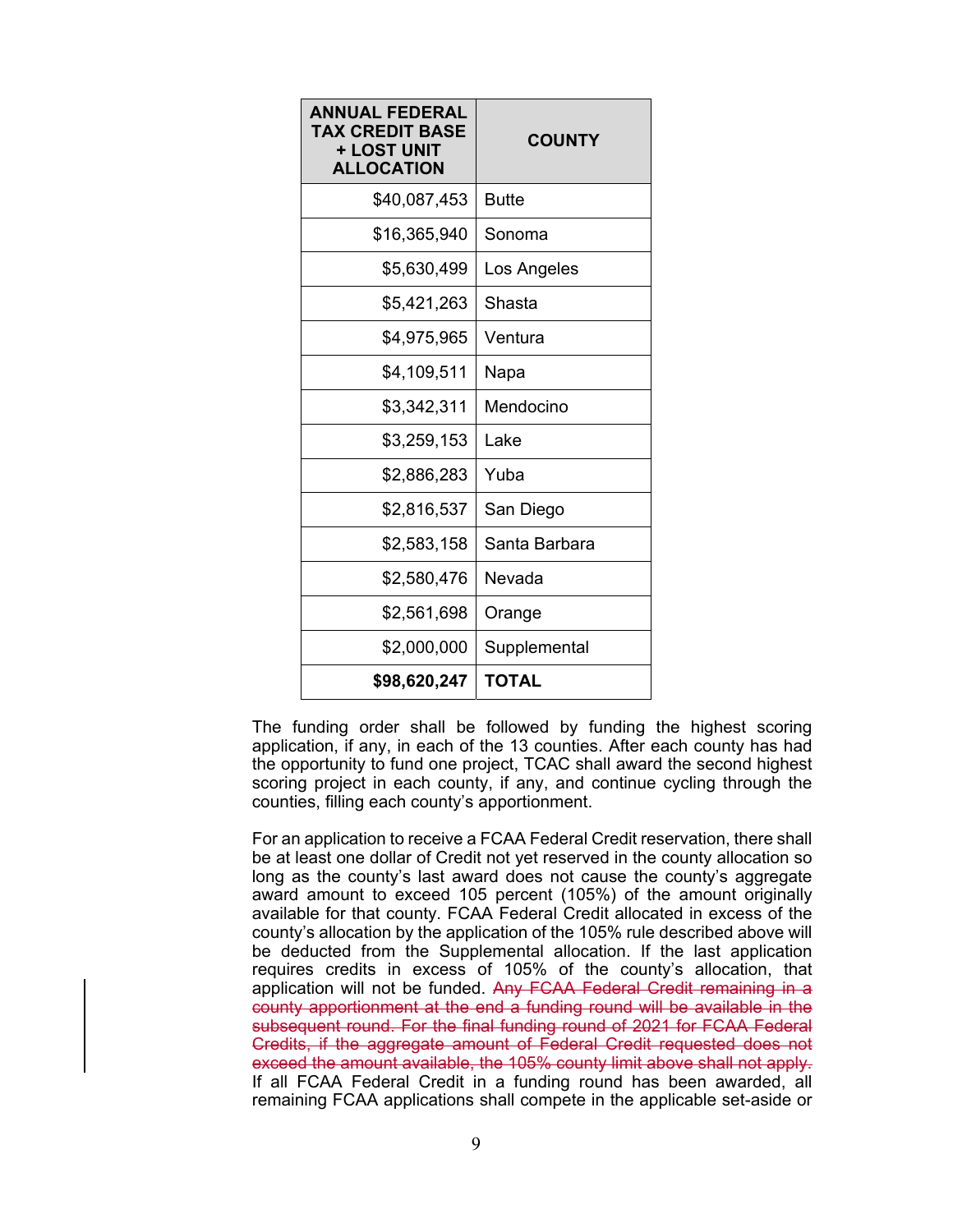| ANNUAL FEDERAL TAX CREDIT BASE + LOST UNIT ALLOCATION | COUNTY |
| --- | --- |
| $40,087,453 | Butte |
| $16,365,940 | Sonoma |
| $5,630,499 | Los Angeles |
| $5,421,263 | Shasta |
| $4,975,965 | Ventura |
| $4,109,511 | Napa |
| $3,342,311 | Mendocino |
| $3,259,153 | Lake |
| $2,886,283 | Yuba |
| $2,816,537 | San Diego |
| $2,583,158 | Santa Barbara |
| $2,580,476 | Nevada |
| $2,561,698 | Orange |
| $2,000,000 | Supplemental |
| **$98,620,247** | **TOTAL** |

The funding order shall be followed by funding the highest scoring application, if any, in each of the 13 counties. After each county has had the opportunity to fund one project, TCAC shall award the second highest scoring project in each county, if any, and continue cycling through the counties, filling each county's apportionment.

For an application to receive a FCAA Federal Credit reservation, there shall be at least one dollar of Credit not yet reserved in the county allocation so long as the county's last award does not cause the county's aggregate award amount to exceed 105 percent (105%) of the amount originally available for that county. FCAA Federal Credit allocated in excess of the county's allocation by the application of the 105% rule described above will be deducted from the Supplemental allocation. If the last application requires credits in excess of 105% of the county's allocation, that application will not be funded. ~~Any FCAA Federal Credit remaining in a county apportionment at the end a funding round will be available in the subsequent round. For the final funding round of 2021 for FCAA Federal Credits, if the aggregate amount of Federal Credit requested does not exceed the amount available, the 105% county limit above shall not apply.~~ If all FCAA Federal Credit in a funding round has been awarded, all remaining FCAA applications shall compete in the applicable set-aside or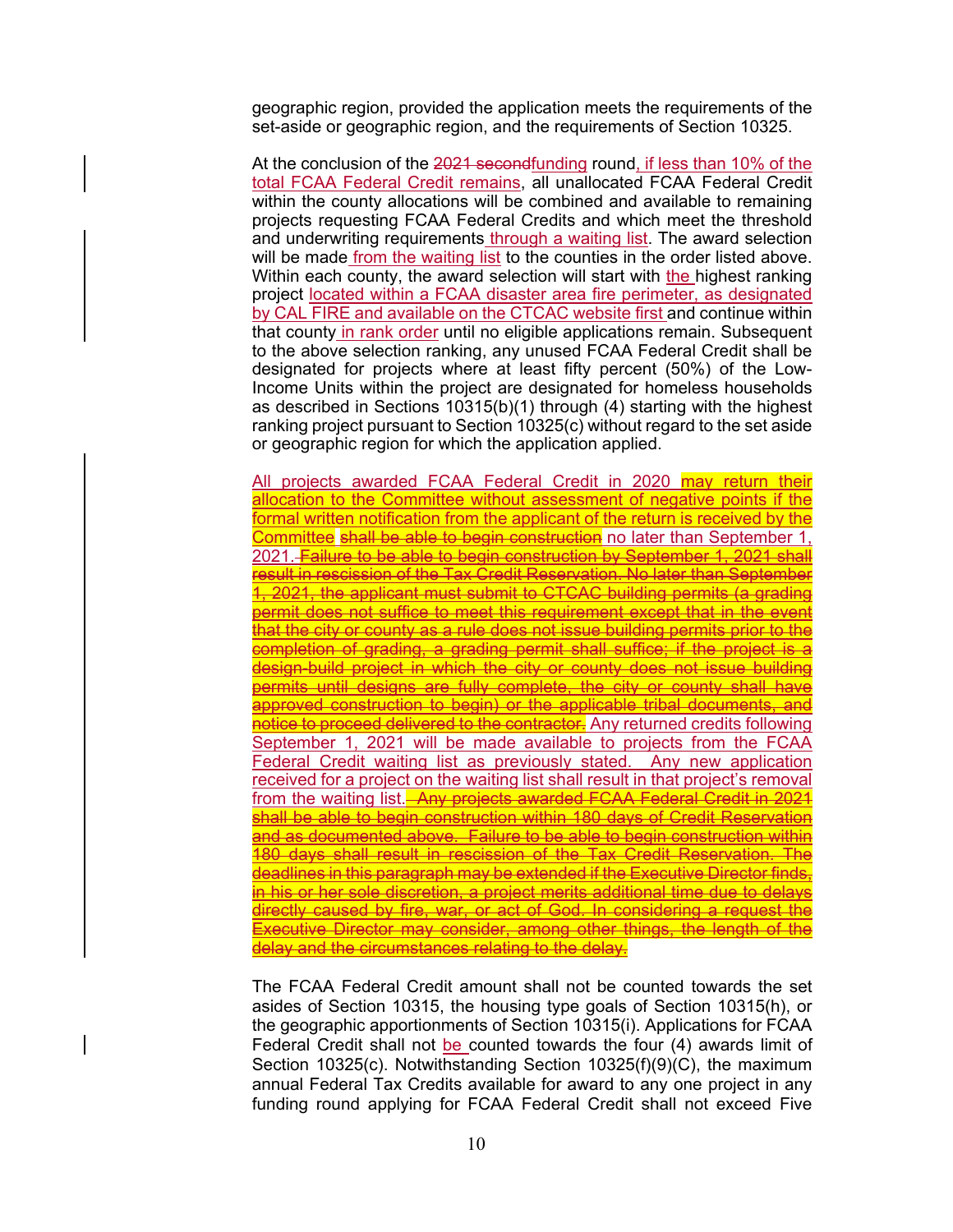geographic region, provided the application meets the requirements of the set-aside or geographic region, and the requirements of Section 10325.

At the conclusion of the ~~2021 second~~funding round, if less than 10% of the total FCAA Federal Credit remains, all unallocated FCAA Federal Credit within the county allocations will be combined and available to remaining projects requesting FCAA Federal Credits and which meet the threshold and underwriting requirements through a waiting list. The award selection will be made from the waiting list to the counties in the order listed above. Within each county, the award selection will start with the highest ranking project located within a FCAA disaster area fire perimeter, as designated by CAL FIRE and available on the CTCAC website first and continue within that county in rank order until no eligible applications remain. Subsequent to the above selection ranking, any unused FCAA Federal Credit shall be designated for projects where at least fifty percent (50%) of the Low-Income Units within the project are designated for homeless households as described in Sections 10315(b)(1) through (4) starting with the highest ranking project pursuant to Section 10325(c) without regard to the set aside or geographic region for which the application applied.

All projects awarded FCAA Federal Credit in 2020 may return their allocation to the Committee without assessment of negative points if the formal written notification from the applicant of the return is received by the Committee ~~shall be able to begin construction~~ no later than September 1, 2021. ~~Failure to be able to begin construction by September 1, 2021 shall result in rescission of the Tax Credit Reservation. No later than September 1, 2021, the applicant must submit to CTCAC building permits (a grading permit does not suffice to meet this requirement except that in the event that the city or county as a rule does not issue building permits prior to the completion of grading, a grading permit shall suffice; if the project is a design-build project in which the city or county does not issue building permits until designs are fully complete, the city or county shall have approved construction to begin) or the applicable tribal documents, and notice to proceed delivered to the contractor.~~ Any returned credits following September 1, 2021 will be made available to projects from the FCAA Federal Credit waiting list as previously stated. Any new application received for a project on the waiting list shall result in that project's removal from the waiting list. ~~Any projects awarded FCAA Federal Credit in 2021 shall be able to begin construction within 180 days of Credit Reservation and as documented above. Failure to be able to begin construction within 180 days shall result in rescission of the Tax Credit Reservation. The deadlines in this paragraph may be extended if the Executive Director finds, in his or her sole discretion, a project merits additional time due to delays directly caused by fire, war, or act of God. In considering a request the Executive Director may consider, among other things, the length of the delay and the circumstances relating to the delay.~~

The FCAA Federal Credit amount shall not be counted towards the set asides of Section 10315, the housing type goals of Section 10315(h), or the geographic apportionments of Section 10315(i). Applications for FCAA Federal Credit shall not be counted towards the four (4) awards limit of Section 10325(c). Notwithstanding Section 10325(f)(9)(C), the maximum annual Federal Tax Credits available for award to any one project in any funding round applying for FCAA Federal Credit shall not exceed Five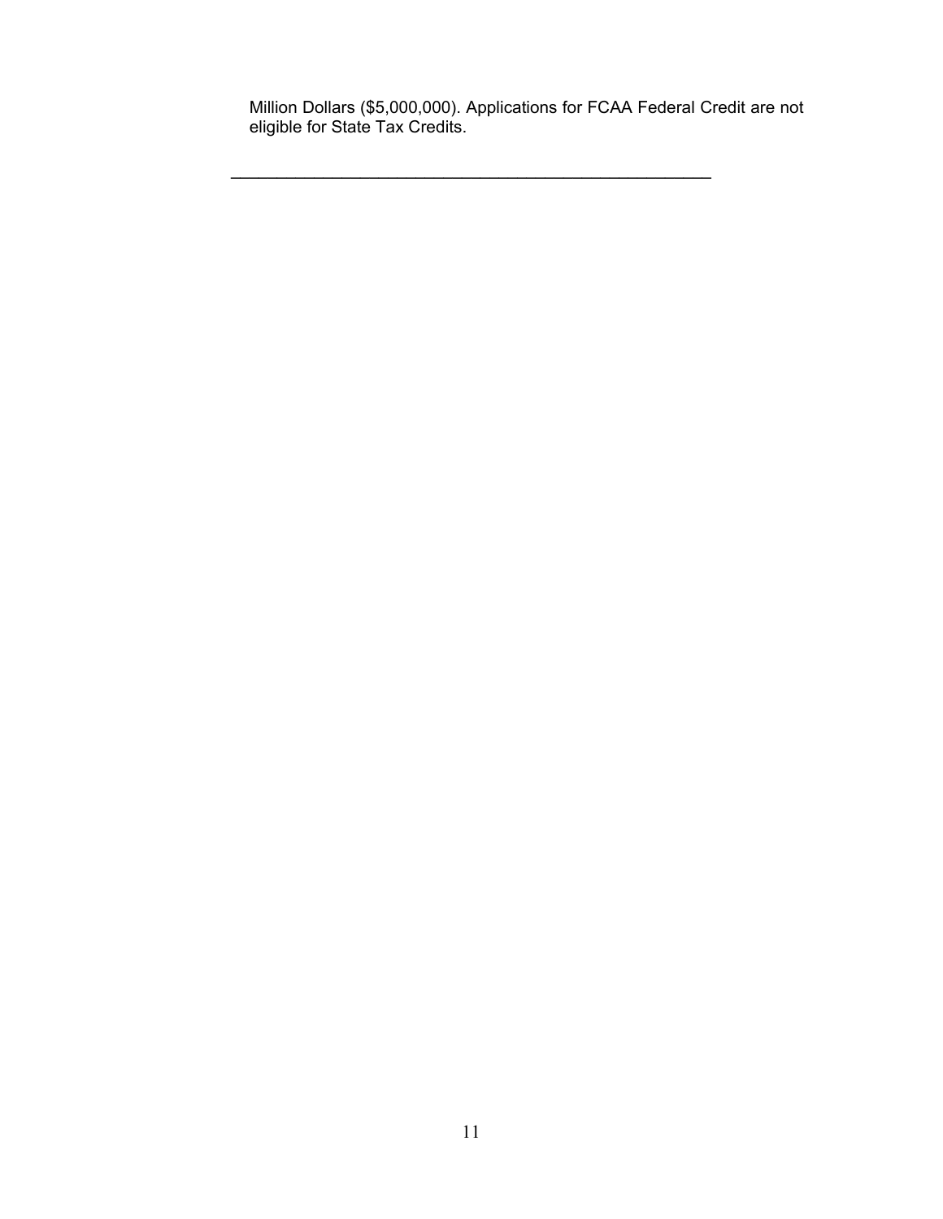Million Dollars ($5,000,000). Applications for FCAA Federal Credit are not eligible for State Tax Credits.

---